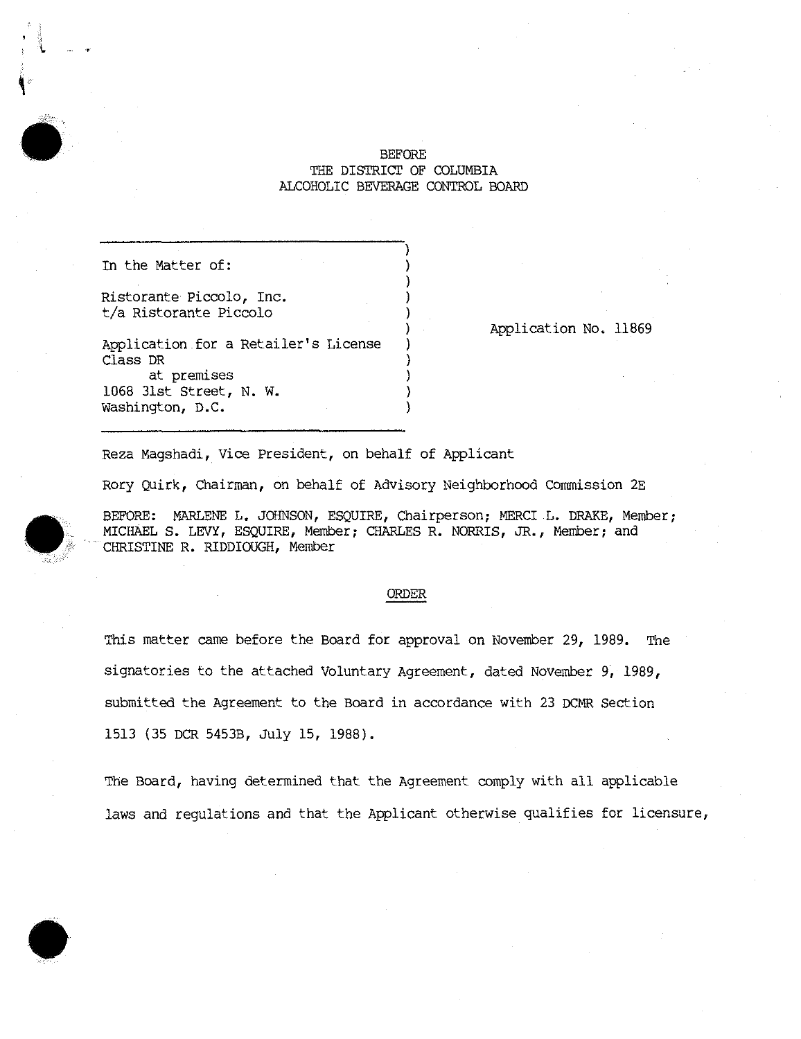BEFORE
THE DISTRICT OF COLUMBIA
ALCOHOLIC BEVERAGE CONTROL BOARD

In the Matter of:

Ristorante Piccolo, Inc.
t/a Ristorante Piccolo

Application for a Retailer's License
Class DR
at premises
1068 31st Street, N. W.
Washington, D.C.

Application No. 11869

Reza Magshadi, Vice President, on behalf of Applicant

Rory Quirk, Chairman, on behalf of Advisory Neighborhood Commission 2E

BEFORE: MARLENE L. JOHNSON, ESQUIRE, Chairperson; MERCI L. DRAKE, Member; MICHAEL S. LEVY, ESQUIRE, Member; CHARLES R. NORRIS, JR., Member; and CHRISTINE R. RIDDIOUGH, Member

ORDER

This matter came before the Board for approval on November 29, 1989. The signatories to the attached Voluntary Agreement, dated November 9, 1989, submitted the Agreement to the Board in accordance with 23 DCMR Section 1513 (35 DCR 5453B, July 15, 1988).

The Board, having determined that the Agreement comply with all applicable laws and regulations and that the Applicant otherwise qualifies for licensure,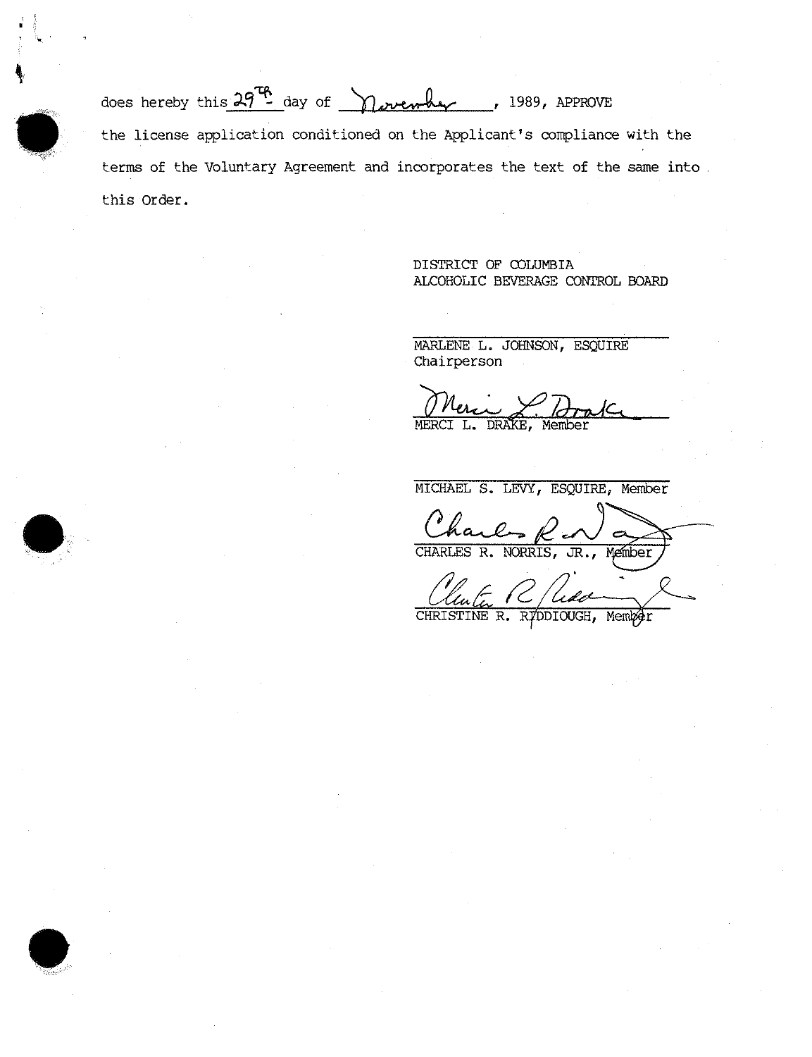does hereby this 29th day of November, 1989, APPROVE the license application conditioned on the Applicant's compliance with the terms of the Voluntary Agreement and incorporates the text of the same into this Order.

DISTRICT OF COLUMBIA
ALCOHOLIC BEVERAGE CONTROL BOARD

MARLENE L. JOHNSON, ESQUIRE
Chairperson

MERCI L. DRAKE, Member

MICHAEL S. LEVY, ESQUIRE, Member

CHARLES R. NORRIS, JR., Member

CHRISTINE R. RIDDIOUGH, Member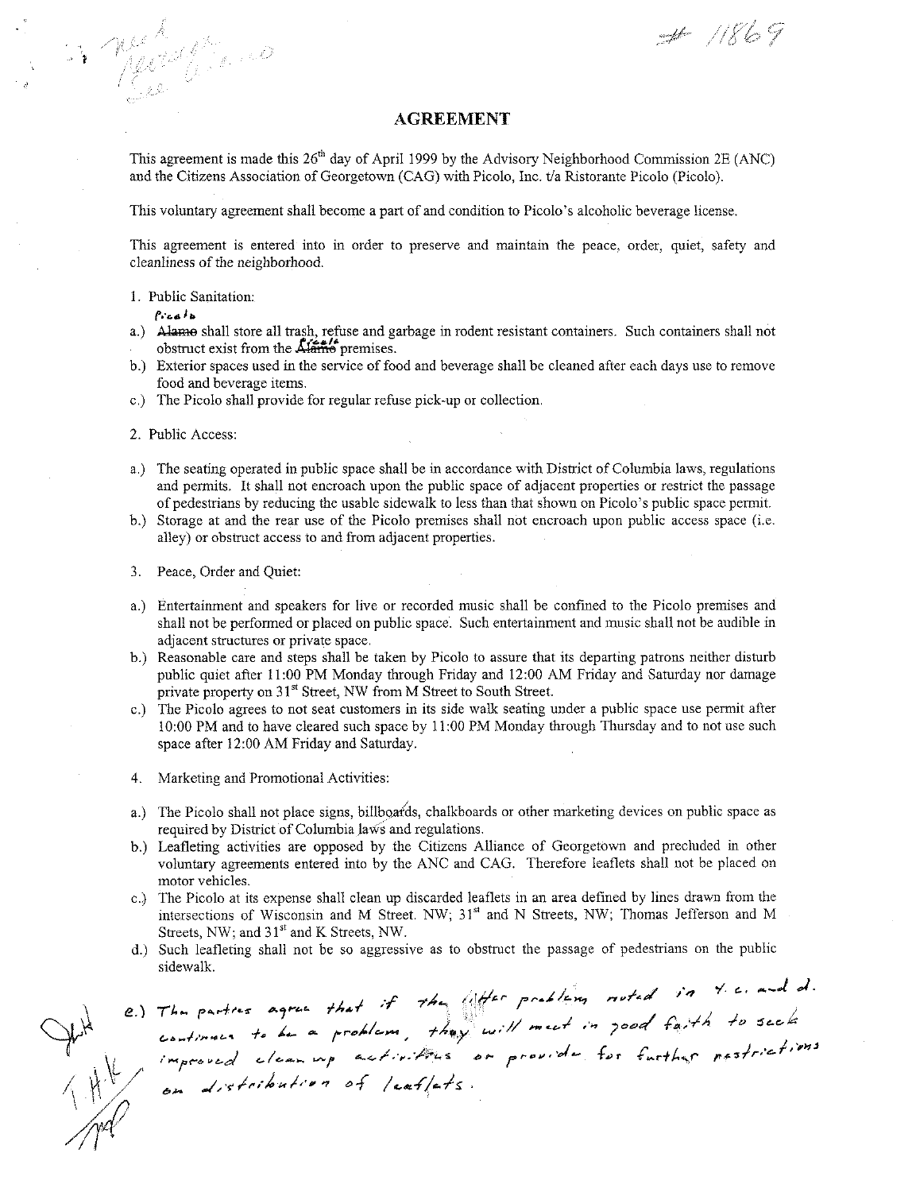# AGREEMENT

This agreement is made this 26th day of April 1999 by the Advisory Neighborhood Commission 2E (ANC) and the Citizens Association of Georgetown (CAG) with Picolo, Inc. t/a Ristorante Picolo (Picolo).

This voluntary agreement shall become a part of and condition to Picolo's alcoholic beverage license.

This agreement is entered into in order to preserve and maintain the peace, order, quiet, safety and cleanliness of the neighborhood.

1. Public Sanitation:

a.) ~~Alamo~~ Picolo shall store all trash, refuse and garbage in rodent resistant containers. Such containers shall not obstruct exist from the ~~Alamo~~ Picolo premises.

b.) Exterior spaces used in the service of food and beverage shall be cleaned after each days use to remove food and beverage items.

c.) The Picolo shall provide for regular refuse pick-up or collection.

2. Public Access:

a.) The seating operated in public space shall be in accordance with District of Columbia laws, regulations and permits. It shall not encroach upon the public space of adjacent properties or restrict the passage of pedestrians by reducing the usable sidewalk to less than that shown on Picolo's public space permit.

b.) Storage at and the rear use of the Picolo premises shall not encroach upon public access space (i.e. alley) or obstruct access to and from adjacent properties.

3. Peace, Order and Quiet:

a.) Entertainment and speakers for live or recorded music shall be confined to the Picolo premises and shall not be performed or placed on public space. Such entertainment and music shall not be audible in adjacent structures or private space.

b.) Reasonable care and steps shall be taken by Picolo to assure that its departing patrons neither disturb public quiet after 11:00 PM Monday through Friday and 12:00 AM Friday and Saturday nor damage private property on 31st Street, NW from M Street to South Street.

c.) The Picolo agrees to not seat customers in its side walk seating under a public space use permit after 10:00 PM and to have cleared such space by 11:00 PM Monday through Thursday and to not use such space after 12:00 AM Friday and Saturday.

4. Marketing and Promotional Activities:

a.) The Picolo shall not place signs, billboards, chalkboards or other marketing devices on public space as required by District of Columbia laws and regulations.

b.) Leafleting activities are opposed by the Citizens Alliance of Georgetown and precluded in other voluntary agreements entered into by the ANC and CAG. Therefore leaflets shall not be placed on motor vehicles.

c.) The Picolo at its expense shall clean up discarded leaflets in an area defined by lines drawn from the intersections of Wisconsin and M Street. NW; 31st and N Streets, NW; Thomas Jefferson and M Streets, NW; and 31st and K Streets, NW.

d.) Such leafleting shall not be so aggressive as to obstruct the passage of pedestrians on the public sidewalk.

e.) The parties agree that if the litter problem noted in 4. c. and d. continues to be a problem, they will meet in good faith to seek improved clean up activities or provide for further restrictions on distribution of leaflets.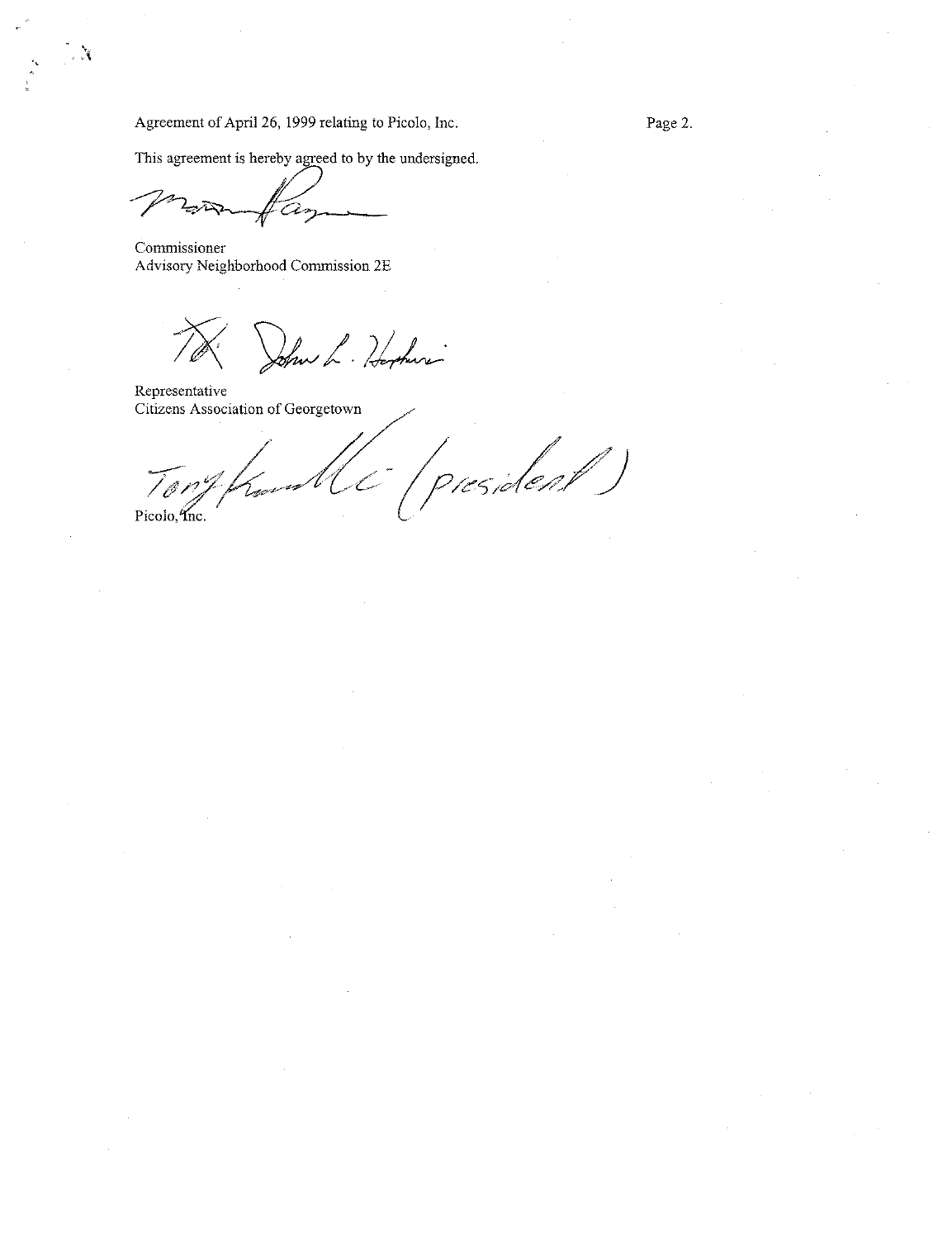Agreement of April 26, 1999 relating to Picolo, Inc.

This agreement is hereby agreed to by the undersigned.

Commissioner
Advisory Neighborhood Commission 2E

Representative
Citizens Association of Georgetown

(president)

Picolo, Inc.